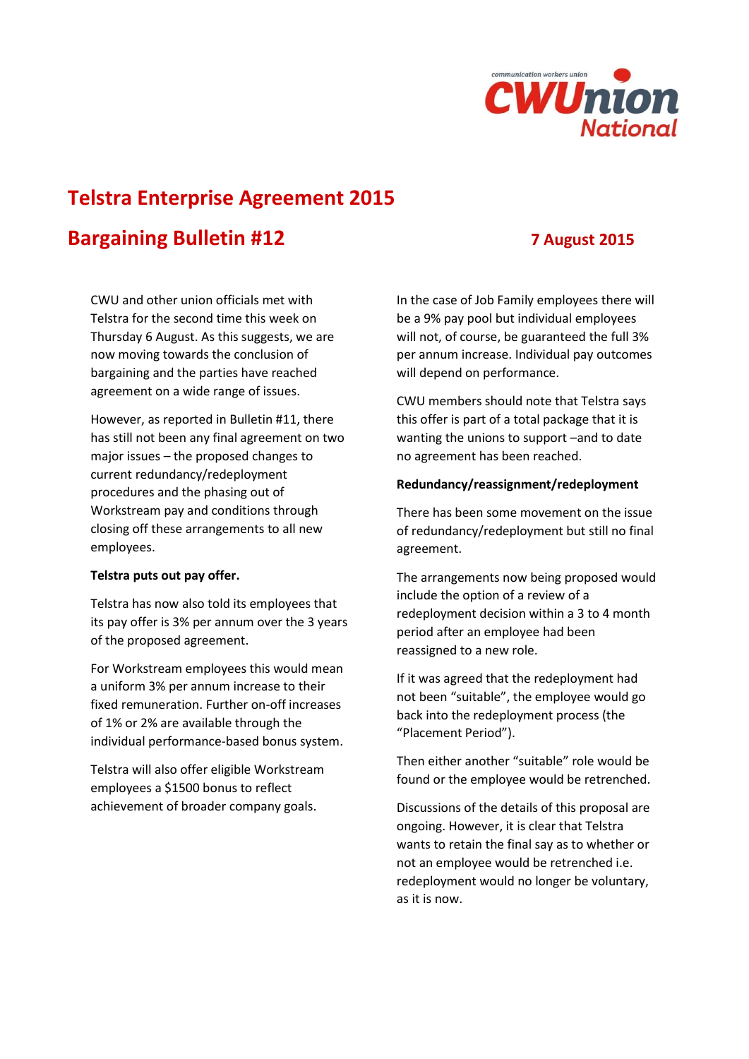# Telstra Enterprise Agreement 2015

## Bargaining Bulletin #12

**7 August 2015**

CWU and other union officials met with Telstra for the second time this week on Thursday 6 August. As this suggests, we are now moving towards the conclusion of bargaining and the parties have reached agreement on a wide range of issues.

However, as reported in Bulletin #11, there has still not been any final agreement on two major issues – the proposed changes to current redundancy/redeployment procedures and the phasing out of Workstream pay and conditions through closing off these arrangements to all new employees.

**Telstra puts out pay offer.**

Telstra has now also told its employees that its pay offer is 3% per annum over the 3 years of the proposed agreement.

For Workstream employees this would mean a uniform 3% per annum increase to their fixed remuneration. Further on-off increases of 1% or 2% are available through the individual performance-based bonus system.

Telstra will also offer eligible Workstream employees a $1500 bonus to reflect achievement of broader company goals.

In the case of Job Family employees there will be a 9% pay pool but individual employees will not, of course, be guaranteed the full 3% per annum increase. Individual pay outcomes will depend on performance.

CWU members should note that Telstra says this offer is part of a total package that it is wanting the unions to support –and to date no agreement has been reached.

**Redundancy/reassignment/redeployment**

There has been some movement on the issue of redundancy/redeployment but still no final agreement.

The arrangements now being proposed would include the option of a review of a redeployment decision within a 3 to 4 month period after an employee had been reassigned to a new role.

If it was agreed that the redeployment had not been "suitable", the employee would go back into the redeployment process (the "Placement Period").

Then either another "suitable" role would be found or the employee would be retrenched.

Discussions of the details of this proposal are ongoing. However, it is clear that Telstra wants to retain the final say as to whether or not an employee would be retrenched i.e. redeployment would no longer be voluntary, as it is now.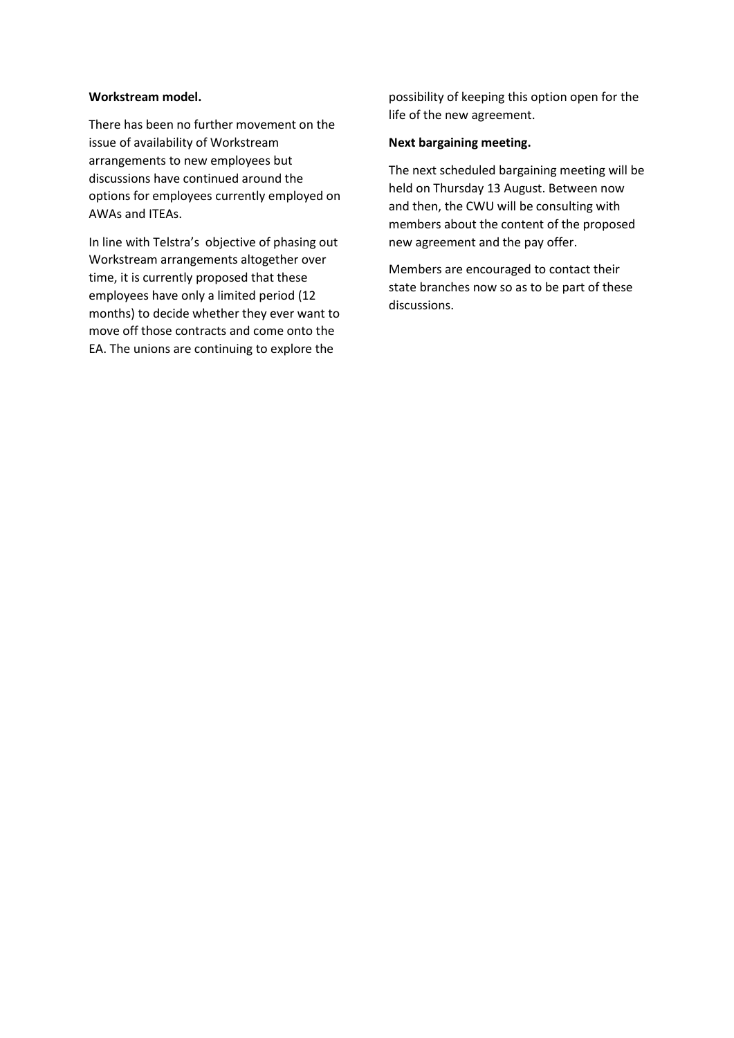**Workstream model.**

There has been no further movement on the issue of availability of Workstream arrangements to new employees but discussions have continued around the options for employees currently employed on AWAs and ITEAs.

In line with Telstra's objective of phasing out Workstream arrangements altogether over time, it is currently proposed that these employees have only a limited period (12 months) to decide whether they ever want to move off those contracts and come onto the EA. The unions are continuing to explore the possibility of keeping this option open for the life of the new agreement.

**Next bargaining meeting.**

The next scheduled bargaining meeting will be held on Thursday 13 August. Between now and then, the CWU will be consulting with members about the content of the proposed new agreement and the pay offer.

Members are encouraged to contact their state branches now so as to be part of these discussions.